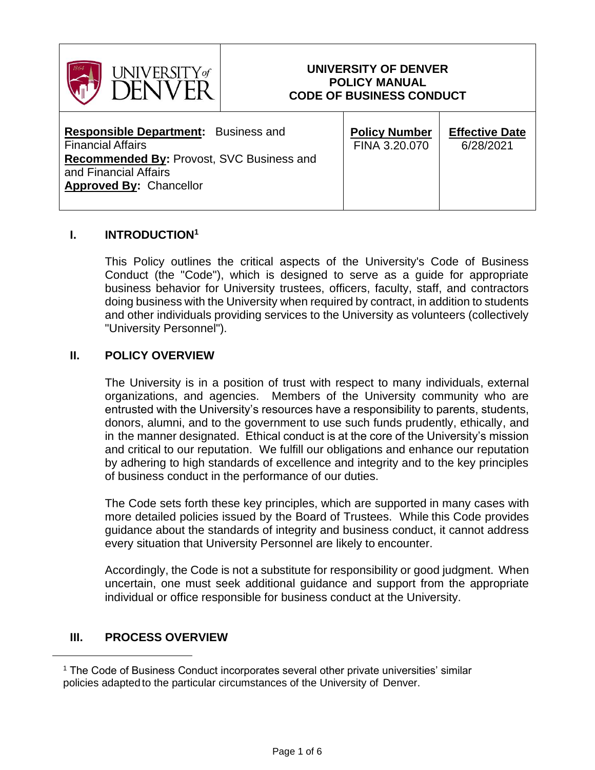| UNIVERSITY of DENVER | UNIVERSITY OF DENVER POLICY MANUAL CODE OF BUSINESS CONDUCT | |
|---|---|---|
| **Responsible Department:** Business and Financial Affairs<br>**Recommended By:** Provost, SVC Business and and Financial Affairs<br>**Approved By:** Chancellor | **Policy Number**<br>FINA 3.20.070 | **Effective Date**<br>6/28/2021 |

## I. INTRODUCTION[1]

This Policy outlines the critical aspects of the University's Code of Business Conduct (the "Code"), which is designed to serve as a guide for appropriate business behavior for University trustees, officers, faculty, staff, and contractors doing business with the University when required by contract, in addition to students and other individuals providing services to the University as volunteers (collectively "University Personnel").

## II. POLICY OVERVIEW

The University is in a position of trust with respect to many individuals, external organizations, and agencies. Members of the University community who are entrusted with the University's resources have a responsibility to parents, students, donors, alumni, and to the government to use such funds prudently, ethically, and in the manner designated. Ethical conduct is at the core of the University's mission and critical to our reputation. We fulfill our obligations and enhance our reputation by adhering to high standards of excellence and integrity and to the key principles of business conduct in the performance of our duties.

The Code sets forth these key principles, which are supported in many cases with more detailed policies issued by the Board of Trustees. While this Code provides guidance about the standards of integrity and business conduct, it cannot address every situation that University Personnel are likely to encounter.

Accordingly, the Code is not a substitute for responsibility or good judgment. When uncertain, one must seek additional guidance and support from the appropriate individual or office responsible for business conduct at the University.

## III. PROCESS OVERVIEW

---

[1] The Code of Business Conduct incorporates several other private universities' similar policies adapted to the particular circumstances of the University of Denver.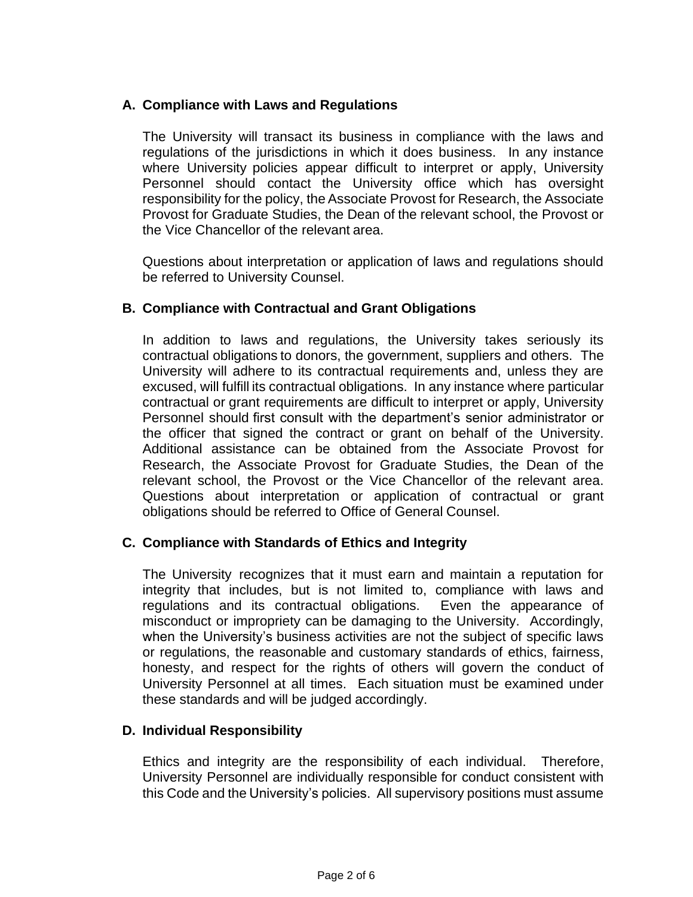### A. Compliance with Laws and Regulations

The University will transact its business in compliance with the laws and regulations of the jurisdictions in which it does business. In any instance where University policies appear difficult to interpret or apply, University Personnel should contact the University office which has oversight responsibility for the policy, the Associate Provost for Research, the Associate Provost for Graduate Studies, the Dean of the relevant school, the Provost or the Vice Chancellor of the relevant area.

Questions about interpretation or application of laws and regulations should be referred to University Counsel.

### B. Compliance with Contractual and Grant Obligations

In addition to laws and regulations, the University takes seriously its contractual obligations to donors, the government, suppliers and others. The University will adhere to its contractual requirements and, unless they are excused, will fulfill its contractual obligations. In any instance where particular contractual or grant requirements are difficult to interpret or apply, University Personnel should first consult with the department's senior administrator or the officer that signed the contract or grant on behalf of the University. Additional assistance can be obtained from the Associate Provost for Research, the Associate Provost for Graduate Studies, the Dean of the relevant school, the Provost or the Vice Chancellor of the relevant area. Questions about interpretation or application of contractual or grant obligations should be referred to Office of General Counsel.

### C. Compliance with Standards of Ethics and Integrity

The University recognizes that it must earn and maintain a reputation for integrity that includes, but is not limited to, compliance with laws and regulations and its contractual obligations. Even the appearance of misconduct or impropriety can be damaging to the University. Accordingly, when the University's business activities are not the subject of specific laws or regulations, the reasonable and customary standards of ethics, fairness, honesty, and respect for the rights of others will govern the conduct of University Personnel at all times. Each situation must be examined under these standards and will be judged accordingly.

### D. Individual Responsibility

Ethics and integrity are the responsibility of each individual. Therefore, University Personnel are individually responsible for conduct consistent with this Code and the University's policies. All supervisory positions must assume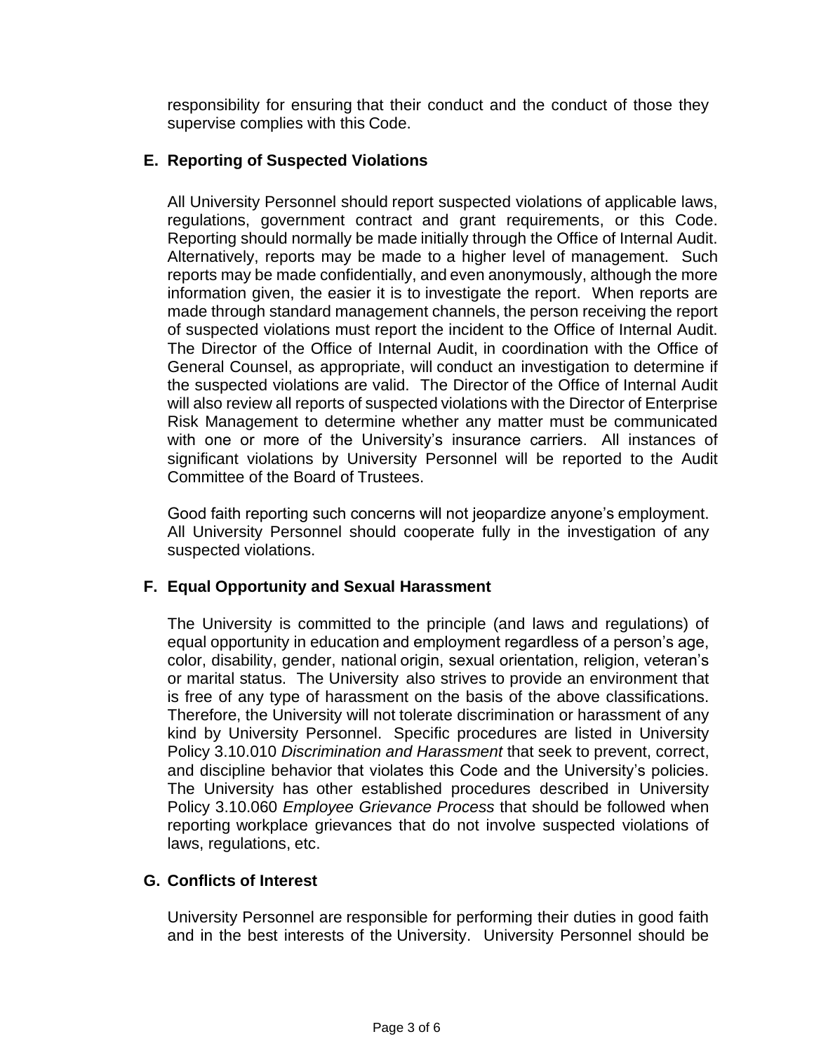responsibility for ensuring that their conduct and the conduct of those they supervise complies with this Code.

### E. Reporting of Suspected Violations

All University Personnel should report suspected violations of applicable laws, regulations, government contract and grant requirements, or this Code. Reporting should normally be made initially through the Office of Internal Audit. Alternatively, reports may be made to a higher level of management. Such reports may be made confidentially, and even anonymously, although the more information given, the easier it is to investigate the report. When reports are made through standard management channels, the person receiving the report of suspected violations must report the incident to the Office of Internal Audit. The Director of the Office of Internal Audit, in coordination with the Office of General Counsel, as appropriate, will conduct an investigation to determine if the suspected violations are valid. The Director of the Office of Internal Audit will also review all reports of suspected violations with the Director of Enterprise Risk Management to determine whether any matter must be communicated with one or more of the University's insurance carriers. All instances of significant violations by University Personnel will be reported to the Audit Committee of the Board of Trustees.

Good faith reporting such concerns will not jeopardize anyone's employment. All University Personnel should cooperate fully in the investigation of any suspected violations.

### F. Equal Opportunity and Sexual Harassment

The University is committed to the principle (and laws and regulations) of equal opportunity in education and employment regardless of a person's age, color, disability, gender, national origin, sexual orientation, religion, veteran's or marital status. The University also strives to provide an environment that is free of any type of harassment on the basis of the above classifications. Therefore, the University will not tolerate discrimination or harassment of any kind by University Personnel. Specific procedures are listed in University Policy 3.10.010 *Discrimination and Harassment* that seek to prevent, correct, and discipline behavior that violates this Code and the University's policies. The University has other established procedures described in University Policy 3.10.060 *Employee Grievance Process* that should be followed when reporting workplace grievances that do not involve suspected violations of laws, regulations, etc.

### G. Conflicts of Interest

University Personnel are responsible for performing their duties in good faith and in the best interests of the University. University Personnel should be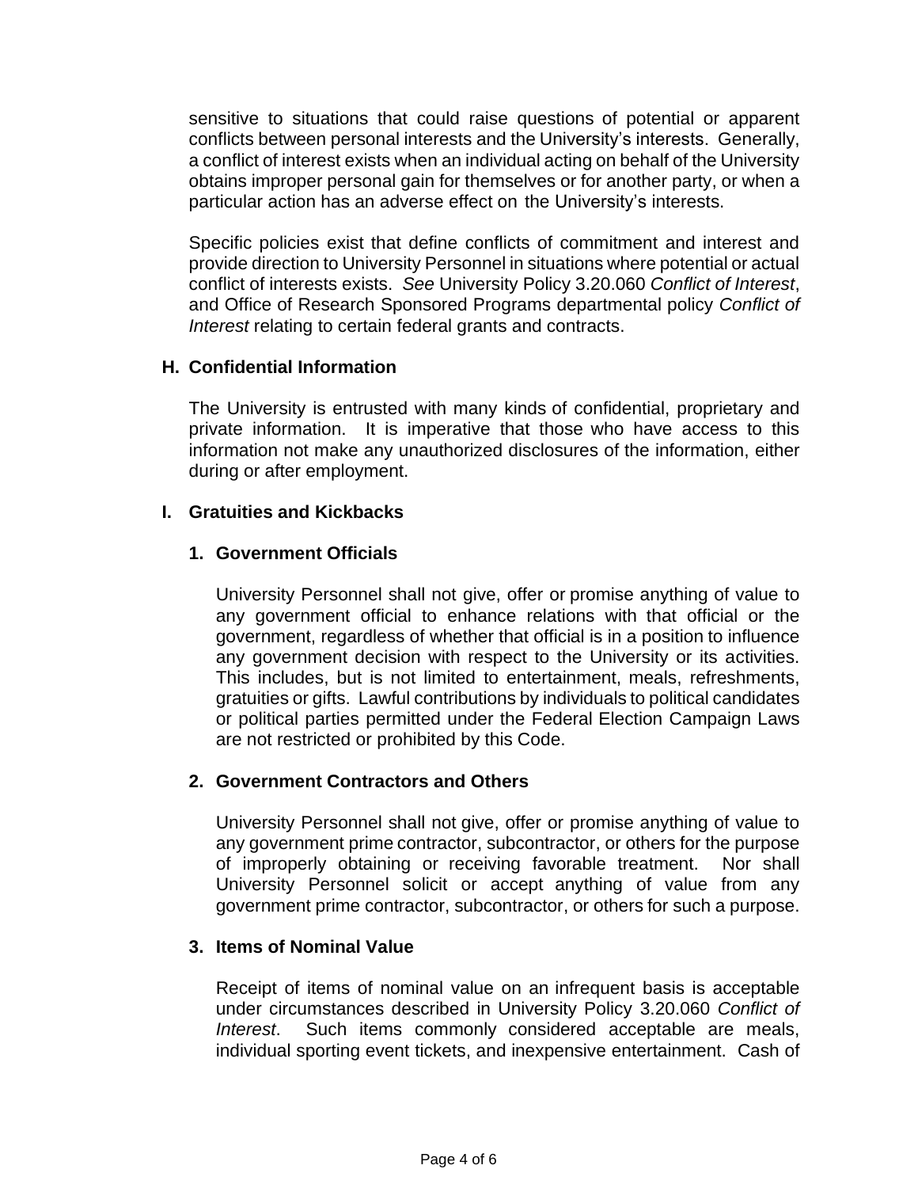sensitive to situations that could raise questions of potential or apparent conflicts between personal interests and the University's interests. Generally, a conflict of interest exists when an individual acting on behalf of the University obtains improper personal gain for themselves or for another party, or when a particular action has an adverse effect on the University's interests.

Specific policies exist that define conflicts of commitment and interest and provide direction to University Personnel in situations where potential or actual conflict of interests exists. *See* University Policy 3.20.060 *Conflict of Interest*, and Office of Research Sponsored Programs departmental policy *Conflict of Interest* relating to certain federal grants and contracts.

### H. Confidential Information

The University is entrusted with many kinds of confidential, proprietary and private information. It is imperative that those who have access to this information not make any unauthorized disclosures of the information, either during or after employment.

### I. Gratuities and Kickbacks

#### 1. Government Officials

University Personnel shall not give, offer or promise anything of value to any government official to enhance relations with that official or the government, regardless of whether that official is in a position to influence any government decision with respect to the University or its activities. This includes, but is not limited to entertainment, meals, refreshments, gratuities or gifts. Lawful contributions by individuals to political candidates or political parties permitted under the Federal Election Campaign Laws are not restricted or prohibited by this Code.

#### 2. Government Contractors and Others

University Personnel shall not give, offer or promise anything of value to any government prime contractor, subcontractor, or others for the purpose of improperly obtaining or receiving favorable treatment. Nor shall University Personnel solicit or accept anything of value from any government prime contractor, subcontractor, or others for such a purpose.

#### 3. Items of Nominal Value

Receipt of items of nominal value on an infrequent basis is acceptable under circumstances described in University Policy 3.20.060 *Conflict of Interest*. Such items commonly considered acceptable are meals, individual sporting event tickets, and inexpensive entertainment. Cash of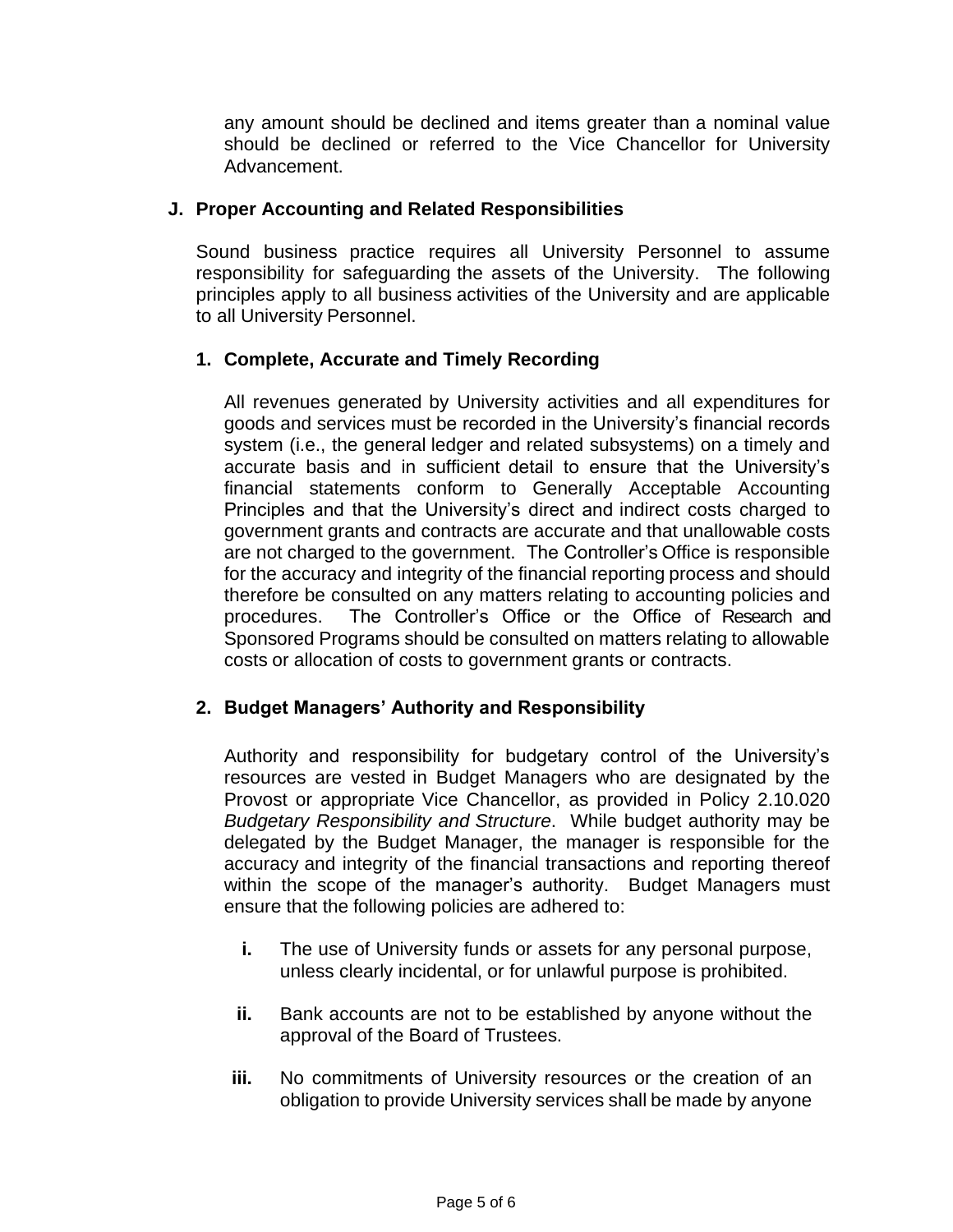any amount should be declined and items greater than a nominal value should be declined or referred to the Vice Chancellor for University Advancement.

### J. Proper Accounting and Related Responsibilities

Sound business practice requires all University Personnel to assume responsibility for safeguarding the assets of the University. The following principles apply to all business activities of the University and are applicable to all University Personnel.

#### 1. Complete, Accurate and Timely Recording

All revenues generated by University activities and all expenditures for goods and services must be recorded in the University's financial records system (i.e., the general ledger and related subsystems) on a timely and accurate basis and in sufficient detail to ensure that the University's financial statements conform to Generally Acceptable Accounting Principles and that the University's direct and indirect costs charged to government grants and contracts are accurate and that unallowable costs are not charged to the government. The Controller's Office is responsible for the accuracy and integrity of the financial reporting process and should therefore be consulted on any matters relating to accounting policies and procedures. The Controller's Office or the Office of Research and Sponsored Programs should be consulted on matters relating to allowable costs or allocation of costs to government grants or contracts.

#### 2. Budget Managers' Authority and Responsibility

Authority and responsibility for budgetary control of the University's resources are vested in Budget Managers who are designated by the Provost or appropriate Vice Chancellor, as provided in Policy 2.10.020 *Budgetary Responsibility and Structure*. While budget authority may be delegated by the Budget Manager, the manager is responsible for the accuracy and integrity of the financial transactions and reporting thereof within the scope of the manager's authority. Budget Managers must ensure that the following policies are adhered to:

- **i.** The use of University funds or assets for any personal purpose, unless clearly incidental, or for unlawful purpose is prohibited.
- **ii.** Bank accounts are not to be established by anyone without the approval of the Board of Trustees.
- **iii.** No commitments of University resources or the creation of an obligation to provide University services shall be made by anyone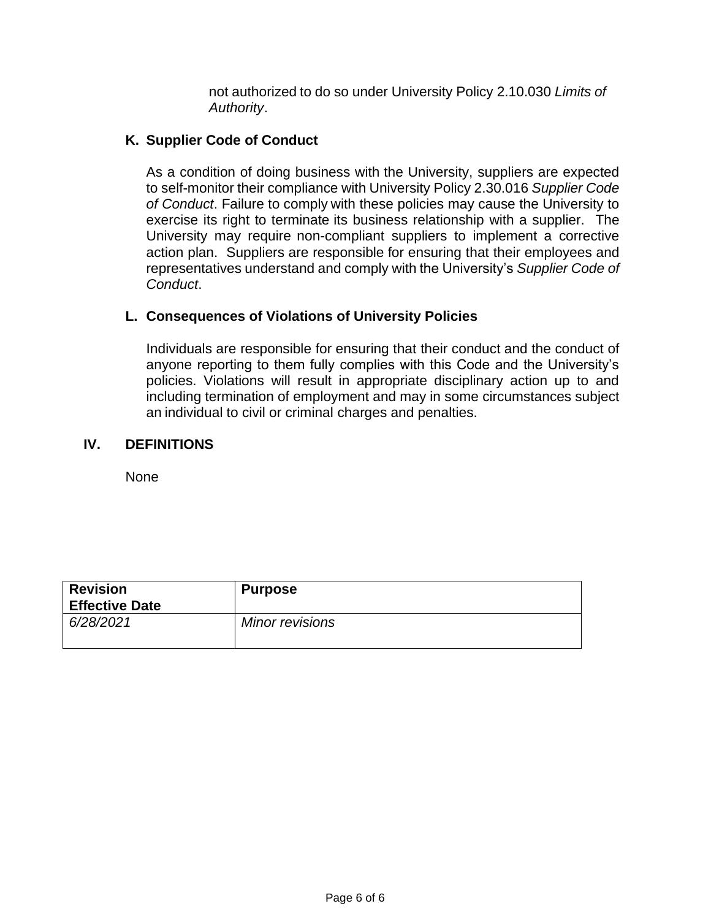not authorized to do so under University Policy 2.10.030 *Limits of Authority*.

### K. Supplier Code of Conduct

As a condition of doing business with the University, suppliers are expected to self-monitor their compliance with University Policy 2.30.016 *Supplier Code of Conduct*. Failure to comply with these policies may cause the University to exercise its right to terminate its business relationship with a supplier. The University may require non-compliant suppliers to implement a corrective action plan. Suppliers are responsible for ensuring that their employees and representatives understand and comply with the University's *Supplier Code of Conduct*.

### L. Consequences of Violations of University Policies

Individuals are responsible for ensuring that their conduct and the conduct of anyone reporting to them fully complies with this Code and the University's policies. Violations will result in appropriate disciplinary action up to and including termination of employment and may in some circumstances subject an individual to civil or criminal charges and penalties.

## IV. DEFINITIONS

None

| Revision Effective Date | Purpose |
|---|---|
| *6/28/2021* | *Minor revisions* |